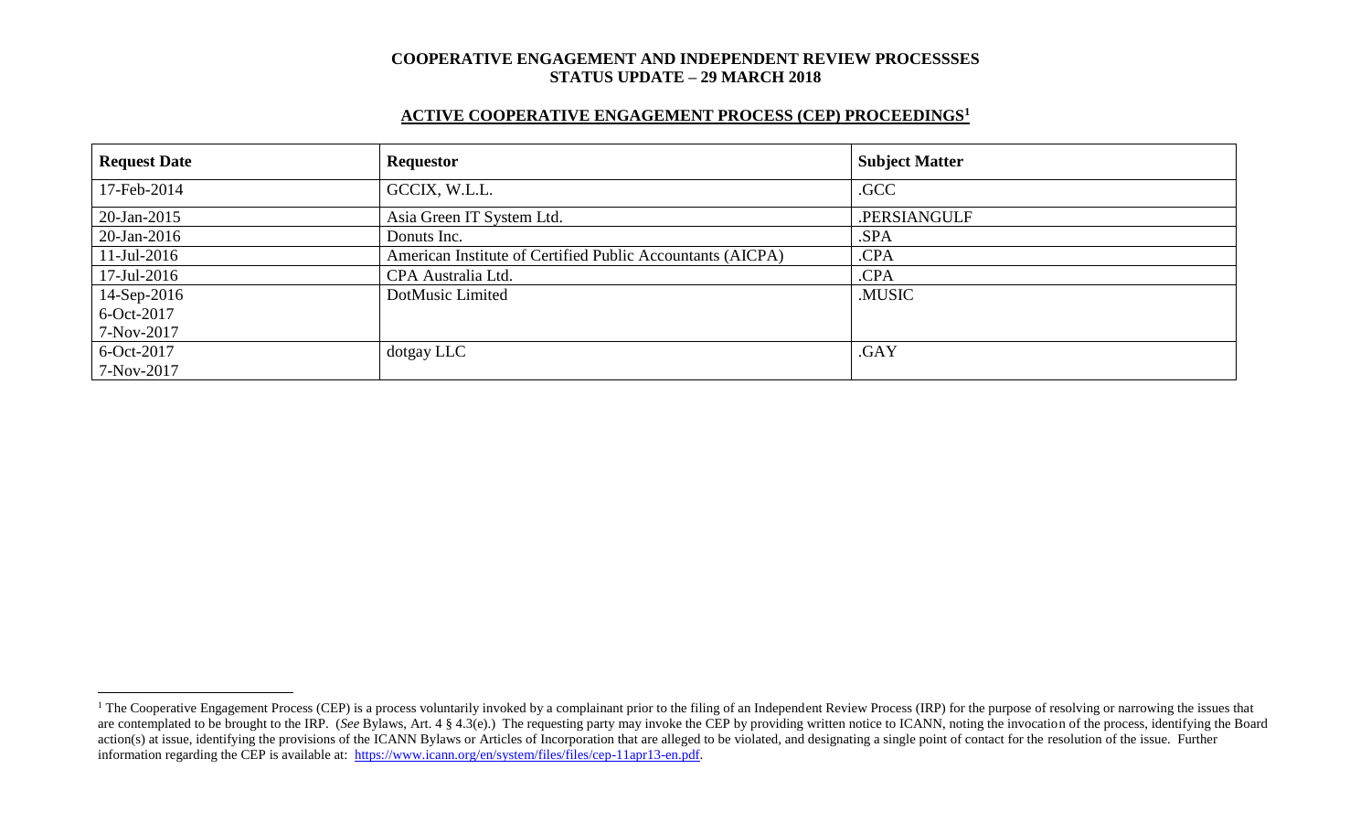**COOPERATIVE ENGAGEMENT AND INDEPENDENT REVIEW PROCESSSES**
**STATUS UPDATE – 29 MARCH 2018**

## ACTIVE COOPERATIVE ENGAGEMENT PROCESS (CEP) PROCEEDINGS[1]

| Request Date | Requestor | Subject Matter |
|---|---|---|
| 17-Feb-2014 | GCCIX, W.L.L. | .GCC |
| 20-Jan-2015 | Asia Green IT System Ltd. | .PERSIANGULF |
| 20-Jan-2016 | Donuts Inc. | .SPA |
| 11-Jul-2016 | American Institute of Certified Public Accountants (AICPA) | .CPA |
| 17-Jul-2016 | CPA Australia Ltd. | .CPA |
| 14-Sep-2016<br>6-Oct-2017<br>7-Nov-2017 | DotMusic Limited | .MUSIC |
| 6-Oct-2017<br>7-Nov-2017 | dotgay LLC | .GAY |

[1] The Cooperative Engagement Process (CEP) is a process voluntarily invoked by a complainant prior to the filing of an Independent Review Process (IRP) for the purpose of resolving or narrowing the issues that are contemplated to be brought to the IRP. (*See* Bylaws, Art. 4 § 4.3(e).) The requesting party may invoke the CEP by providing written notice to ICANN, noting the invocation of the process, identifying the Board action(s) at issue, identifying the provisions of the ICANN Bylaws or Articles of Incorporation that are alleged to be violated, and designating a single point of contact for the resolution of the issue. Further information regarding the CEP is available at: https://www.icann.org/en/system/files/files/cep-11apr13-en.pdf.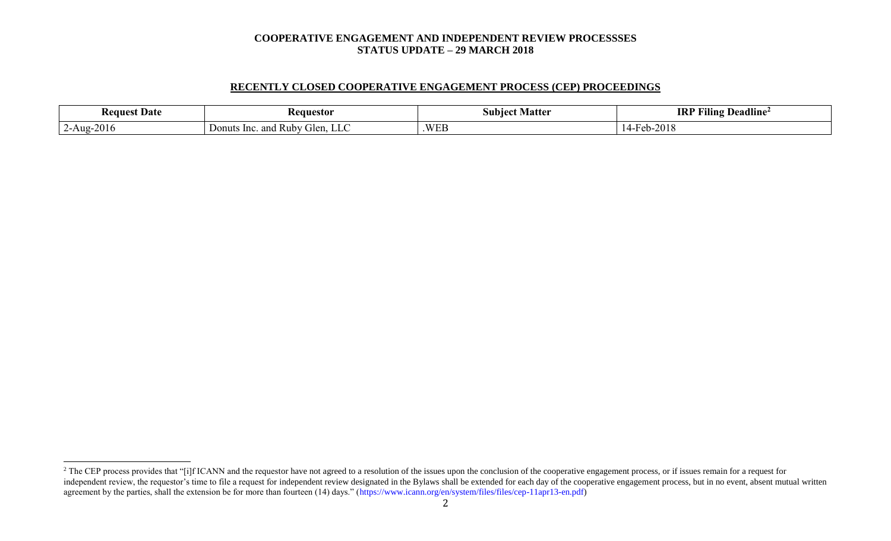**COOPERATIVE ENGAGEMENT AND INDEPENDENT REVIEW PROCESSSES**
**STATUS UPDATE – 29 MARCH 2018**

## RECENTLY CLOSED COOPERATIVE ENGAGEMENT PROCESS (CEP) PROCEEDINGS

| Request Date | Requestor | Subject Matter | IRP Filing Deadline[2] |
|---|---|---|---|
| 2-Aug-2016 | Donuts Inc. and Ruby Glen, LLC | .WEB | 14-Feb-2018 |

[2] The CEP process provides that "[i]f ICANN and the requestor have not agreed to a resolution of the issues upon the conclusion of the cooperative engagement process, or if issues remain for a request for independent review, the requestor's time to file a request for independent review designated in the Bylaws shall be extended for each day of the cooperative engagement process, but in no event, absent mutual written agreement by the parties, shall the extension be for more than fourteen (14) days." (https://www.icann.org/en/system/files/files/cep-11apr13-en.pdf)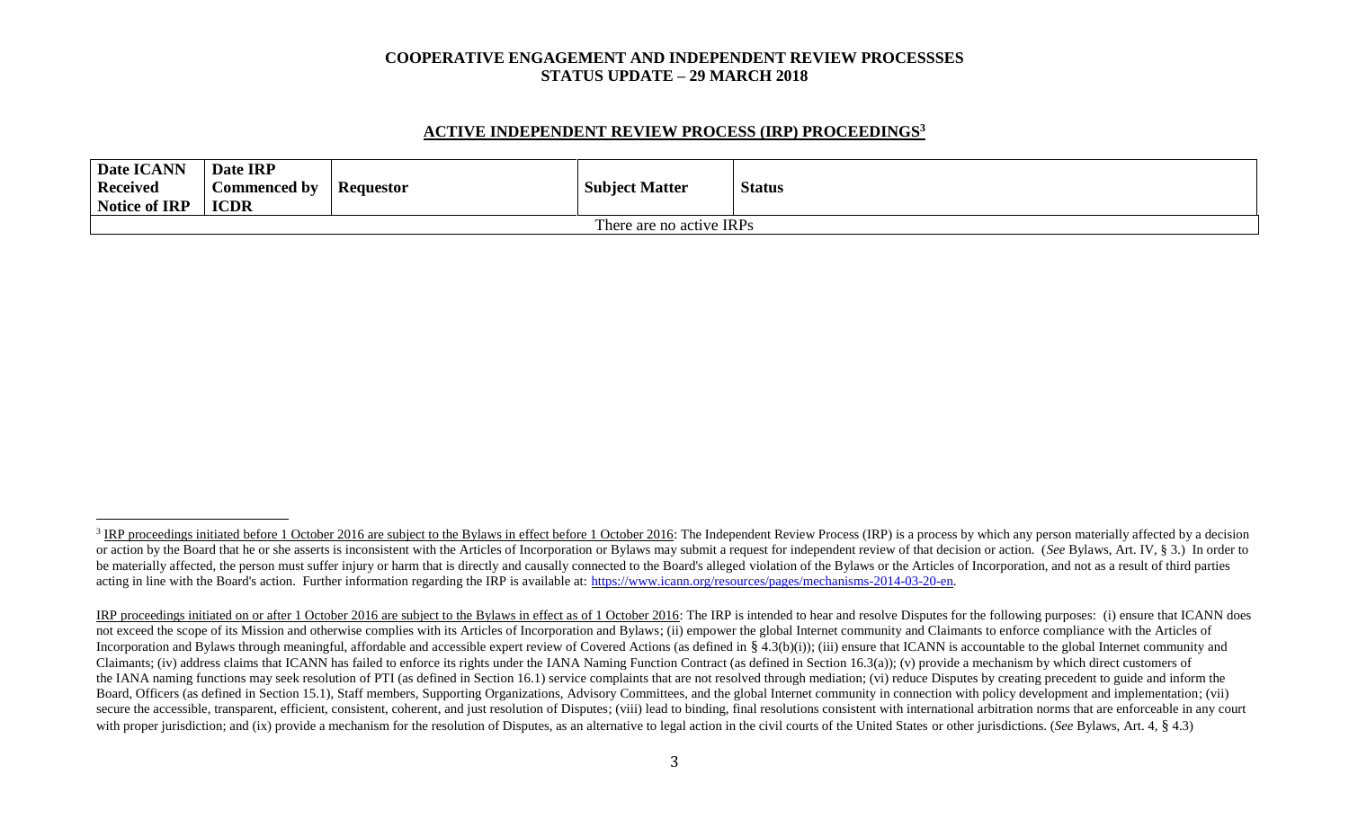**COOPERATIVE ENGAGEMENT AND INDEPENDENT REVIEW PROCESSSES**
**STATUS UPDATE – 29 MARCH 2018**

## ACTIVE INDEPENDENT REVIEW PROCESS (IRP) PROCEEDINGS[3]

| Date ICANN Received Notice of IRP | Date IRP Commenced by ICDR | Requestor | Subject Matter | Status |
|---|---|---|---|---|
| | | There are no active IRPs | | |

[3] IRP proceedings initiated before 1 October 2016 are subject to the Bylaws in effect before 1 October 2016: The Independent Review Process (IRP) is a process by which any person materially affected by a decision or action by the Board that he or she asserts is inconsistent with the Articles of Incorporation or Bylaws may submit a request for independent review of that decision or action. (*See* Bylaws, Art. IV, § 3.) In order to be materially affected, the person must suffer injury or harm that is directly and causally connected to the Board's alleged violation of the Bylaws or the Articles of Incorporation, and not as a result of third parties acting in line with the Board's action. Further information regarding the IRP is available at: https://www.icann.org/resources/pages/mechanisms-2014-03-20-en.

IRP proceedings initiated on or after 1 October 2016 are subject to the Bylaws in effect as of 1 October 2016: The IRP is intended to hear and resolve Disputes for the following purposes: (i) ensure that ICANN does not exceed the scope of its Mission and otherwise complies with its Articles of Incorporation and Bylaws; (ii) empower the global Internet community and Claimants to enforce compliance with the Articles of Incorporation and Bylaws through meaningful, affordable and accessible expert review of Covered Actions (as defined in § 4.3(b)(i)); (iii) ensure that ICANN is accountable to the global Internet community and Claimants; (iv) address claims that ICANN has failed to enforce its rights under the IANA Naming Function Contract (as defined in Section 16.3(a)); (v) provide a mechanism by which direct customers of the IANA naming functions may seek resolution of PTI (as defined in Section 16.1) service complaints that are not resolved through mediation; (vi) reduce Disputes by creating precedent to guide and inform the Board, Officers (as defined in Section 15.1), Staff members, Supporting Organizations, Advisory Committees, and the global Internet community in connection with policy development and implementation; (vii) secure the accessible, transparent, efficient, consistent, coherent, and just resolution of Disputes; (viii) lead to binding, final resolutions consistent with international arbitration norms that are enforceable in any court with proper jurisdiction; and (ix) provide a mechanism for the resolution of Disputes, as an alternative to legal action in the civil courts of the United States or other jurisdictions. (*See* Bylaws, Art. 4, § 4.3)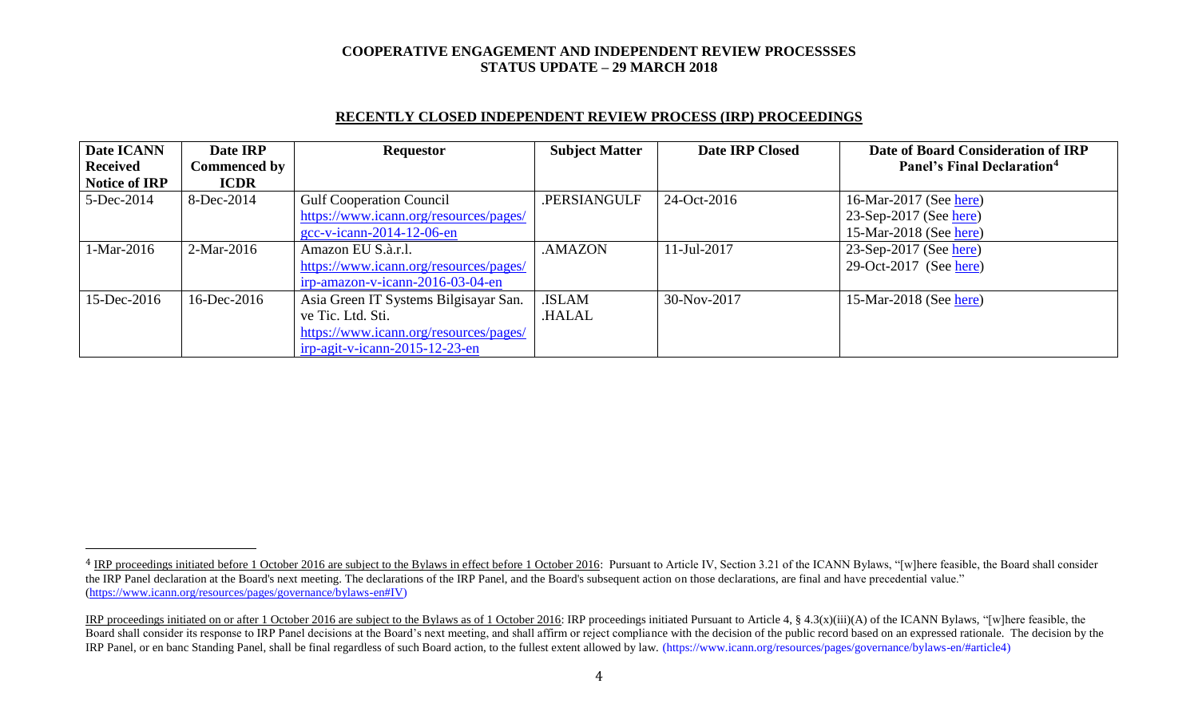**COOPERATIVE ENGAGEMENT AND INDEPENDENT REVIEW PROCESSSES**
**STATUS UPDATE – 29 MARCH 2018**

## RECENTLY CLOSED INDEPENDENT REVIEW PROCESS (IRP) PROCEEDINGS

| Date ICANN Received Notice of IRP | Date IRP Commenced by ICDR | Requestor | Subject Matter | Date IRP Closed | Date of Board Consideration of IRP Panel's Final Declaration[4] |
|---|---|---|---|---|---|
| 5-Dec-2014 | 8-Dec-2014 | Gulf Cooperation Council https://www.icann.org/resources/pages/gcc-v-icann-2014-12-06-en | .PERSIANGULF | 24-Oct-2016 | 16-Mar-2017 (See here) 23-Sep-2017 (See here) 15-Mar-2018 (See here) |
| 1-Mar-2016 | 2-Mar-2016 | Amazon EU S.à.r.l. https://www.icann.org/resources/pages/irp-amazon-v-icann-2016-03-04-en | .AMAZON | 11-Jul-2017 | 23-Sep-2017 (See here) 29-Oct-2017 (See here) |
| 15-Dec-2016 | 16-Dec-2016 | Asia Green IT Systems Bilgisayar San. ve Tic. Ltd. Sti. https://www.icann.org/resources/pages/irp-agit-v-icann-2015-12-23-en | .ISLAM .HALAL | 30-Nov-2017 | 15-Mar-2018 (See here) |

---

[4] IRP proceedings initiated before 1 October 2016 are subject to the Bylaws in effect before 1 October 2016: Pursuant to Article IV, Section 3.21 of the ICANN Bylaws, "[w]here feasible, the Board shall consider the IRP Panel declaration at the Board's next meeting. The declarations of the IRP Panel, and the Board's subsequent action on those declarations, are final and have precedential value." (https://www.icann.org/resources/pages/governance/bylaws-en#IV)

IRP proceedings initiated on or after 1 October 2016 are subject to the Bylaws as of 1 October 2016: IRP proceedings initiated Pursuant to Article 4, § 4.3(x)(iii)(A) of the ICANN Bylaws, "[w]here feasible, the Board shall consider its response to IRP Panel decisions at the Board's next meeting, and shall affirm or reject compliance with the decision of the public record based on an expressed rationale. The decision by the IRP Panel, or en banc Standing Panel, shall be final regardless of such Board action, to the fullest extent allowed by law. (https://www.icann.org/resources/pages/governance/bylaws-en/#article4)